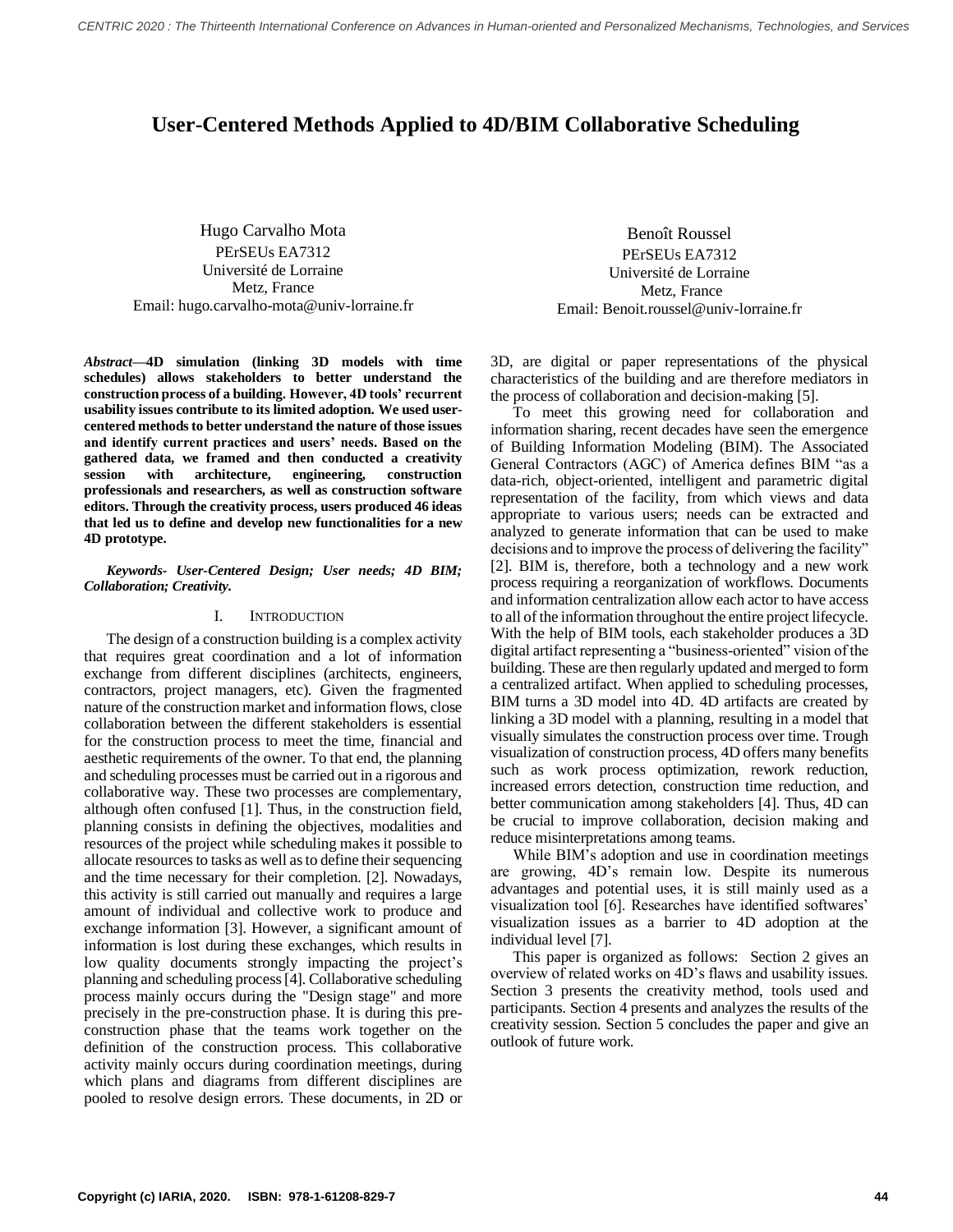# User-Centered Methods Applied to 4D/BIM Collaborative Scheduling

Hugo Carvalho Mota
PErSEUs EA7312
Université de Lorraine
Metz, France
Email: hugo.carvalho-mota@univ-lorraine.fr

Benoît Roussel
PErSEUs EA7312
Université de Lorraine
Metz, France
Email: Benoit.roussel@univ-lorraine.fr

***Abstract*—4D simulation (linking 3D models with time schedules) allows stakeholders to better understand the construction process of a building. However, 4D tools' recurrent usability issues contribute to its limited adoption. We used user-centered methods to better understand the nature of those issues and identify current practices and users' needs. Based on the gathered data, we framed and then conducted a creativity session with architecture, engineering, construction professionals and researchers, as well as construction software editors. Through the creativity process, users produced 46 ideas that led us to define and develop new functionalities for a new 4D prototype.**

***Keywords- User-Centered Design; User needs; 4D BIM; Collaboration; Creativity.***

## I. Introduction

The design of a construction building is a complex activity that requires great coordination and a lot of information exchange from different disciplines (architects, engineers, contractors, project managers, etc). Given the fragmented nature of the construction market and information flows, close collaboration between the different stakeholders is essential for the construction process to meet the time, financial and aesthetic requirements of the owner. To that end, the planning and scheduling processes must be carried out in a rigorous and collaborative way. These two processes are complementary, although often confused [1]. Thus, in the construction field, planning consists in defining the objectives, modalities and resources of the project while scheduling makes it possible to allocate resources to tasks as well as to define their sequencing and the time necessary for their completion. [2]. Nowadays, this activity is still carried out manually and requires a large amount of individual and collective work to produce and exchange information [3]. However, a significant amount of information is lost during these exchanges, which results in low quality documents strongly impacting the project's planning and scheduling process [4]. Collaborative scheduling process mainly occurs during the "Design stage" and more precisely in the pre-construction phase. It is during this pre-construction phase that the teams work together on the definition of the construction process. This collaborative activity mainly occurs during coordination meetings, during which plans and diagrams from different disciplines are pooled to resolve design errors. These documents, in 2D or 3D, are digital or paper representations of the physical characteristics of the building and are therefore mediators in the process of collaboration and decision-making [5].

To meet this growing need for collaboration and information sharing, recent decades have seen the emergence of Building Information Modeling (BIM). The Associated General Contractors (AGC) of America defines BIM "as a data-rich, object-oriented, intelligent and parametric digital representation of the facility, from which views and data appropriate to various users; needs can be extracted and analyzed to generate information that can be used to make decisions and to improve the process of delivering the facility" [2]. BIM is, therefore, both a technology and a new work process requiring a reorganization of workflows. Documents and information centralization allow each actor to have access to all of the information throughout the entire project lifecycle. With the help of BIM tools, each stakeholder produces a 3D digital artifact representing a "business-oriented" vision of the building. These are then regularly updated and merged to form a centralized artifact. When applied to scheduling processes, BIM turns a 3D model into 4D. 4D artifacts are created by linking a 3D model with a planning, resulting in a model that visually simulates the construction process over time. Trough visualization of construction process, 4D offers many benefits such as work process optimization, rework reduction, increased errors detection, construction time reduction, and better communication among stakeholders [4]. Thus, 4D can be crucial to improve collaboration, decision making and reduce misinterpretations among teams.

While BIM's adoption and use in coordination meetings are growing, 4D's remain low. Despite its numerous advantages and potential uses, it is still mainly used as a visualization tool [6]. Researches have identified softwares' visualization issues as a barrier to 4D adoption at the individual level [7].

This paper is organized as follows: Section 2 gives an overview of related works on 4D's flaws and usability issues. Section 3 presents the creativity method, tools used and participants. Section 4 presents and analyzes the results of the creativity session. Section 5 concludes the paper and give an outlook of future work.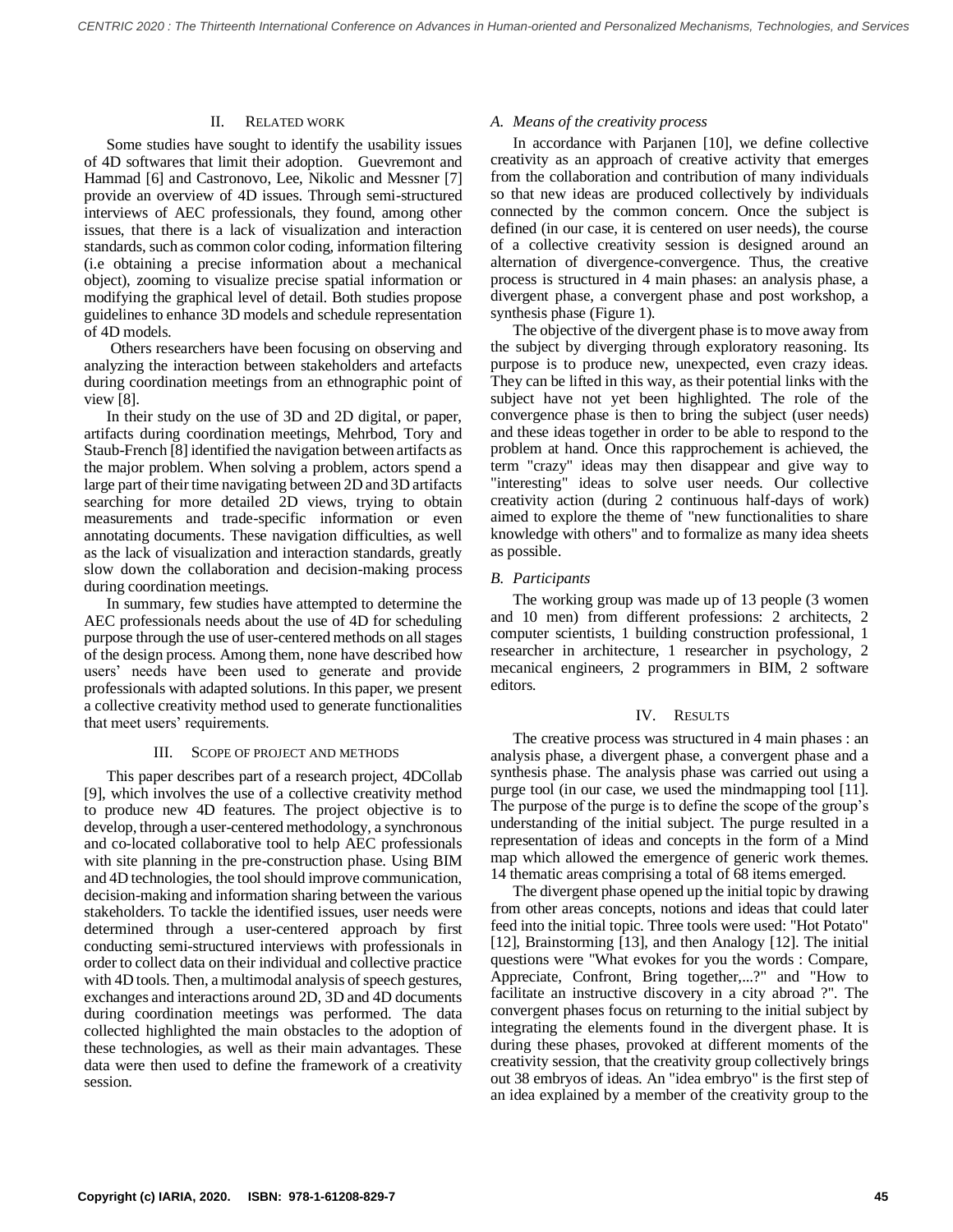## II. RELATED WORK

Some studies have sought to identify the usability issues of 4D softwares that limit their adoption. Guevremont and Hammad [6] and Castronovo, Lee, Nikolic and Messner [7] provide an overview of 4D issues. Through semi-structured interviews of AEC professionals, they found, among other issues, that there is a lack of visualization and interaction standards, such as common color coding, information filtering (i.e obtaining a precise information about a mechanical object), zooming to visualize precise spatial information or modifying the graphical level of detail. Both studies propose guidelines to enhance 3D models and schedule representation of 4D models.

Others researchers have been focusing on observing and analyzing the interaction between stakeholders and artefacts during coordination meetings from an ethnographic point of view [8].

In their study on the use of 3D and 2D digital, or paper, artifacts during coordination meetings, Mehrbod, Tory and Staub-French [8] identified the navigation between artifacts as the major problem. When solving a problem, actors spend a large part of their time navigating between 2D and 3D artifacts searching for more detailed 2D views, trying to obtain measurements and trade-specific information or even annotating documents. These navigation difficulties, as well as the lack of visualization and interaction standards, greatly slow down the collaboration and decision-making process during coordination meetings.

In summary, few studies have attempted to determine the AEC professionals needs about the use of 4D for scheduling purpose through the use of user-centered methods on all stages of the design process. Among them, none have described how users' needs have been used to generate and provide professionals with adapted solutions. In this paper, we present a collective creativity method used to generate functionalities that meet users' requirements.

## III. SCOPE OF PROJECT AND METHODS

This paper describes part of a research project, 4DCollab [9], which involves the use of a collective creativity method to produce new 4D features. The project objective is to develop, through a user-centered methodology, a synchronous and co-located collaborative tool to help AEC professionals with site planning in the pre-construction phase. Using BIM and 4D technologies, the tool should improve communication, decision-making and information sharing between the various stakeholders. To tackle the identified issues, user needs were determined through a user-centered approach by first conducting semi-structured interviews with professionals in order to collect data on their individual and collective practice with 4D tools. Then, a multimodal analysis of speech gestures, exchanges and interactions around 2D, 3D and 4D documents during coordination meetings was performed. The data collected highlighted the main obstacles to the adoption of these technologies, as well as their main advantages. These data were then used to define the framework of a creativity session.

### *A. Means of the creativity process*

In accordance with Parjanen [10], we define collective creativity as an approach of creative activity that emerges from the collaboration and contribution of many individuals so that new ideas are produced collectively by individuals connected by the common concern. Once the subject is defined (in our case, it is centered on user needs), the course of a collective creativity session is designed around an alternation of divergence-convergence. Thus, the creative process is structured in 4 main phases: an analysis phase, a divergent phase, a convergent phase and post workshop, a synthesis phase (Figure 1).

The objective of the divergent phase is to move away from the subject by diverging through exploratory reasoning. Its purpose is to produce new, unexpected, even crazy ideas. They can be lifted in this way, as their potential links with the subject have not yet been highlighted. The role of the convergence phase is then to bring the subject (user needs) and these ideas together in order to be able to respond to the problem at hand. Once this rapprochement is achieved, the term "crazy" ideas may then disappear and give way to "interesting" ideas to solve user needs. Our collective creativity action (during 2 continuous half-days of work) aimed to explore the theme of "new functionalities to share knowledge with others" and to formalize as many idea sheets as possible.

### *B. Participants*

The working group was made up of 13 people (3 women and 10 men) from different professions: 2 architects, 2 computer scientists, 1 building construction professional, 1 researcher in architecture, 1 researcher in psychology, 2 mecanical engineers, 2 programmers in BIM, 2 software editors.

## IV. RESULTS

The creative process was structured in 4 main phases : an analysis phase, a divergent phase, a convergent phase and a synthesis phase. The analysis phase was carried out using a purge tool (in our case, we used the mindmapping tool [11]. The purpose of the purge is to define the scope of the group's understanding of the initial subject. The purge resulted in a representation of ideas and concepts in the form of a Mind map which allowed the emergence of generic work themes. 14 thematic areas comprising a total of 68 items emerged.

The divergent phase opened up the initial topic by drawing from other areas concepts, notions and ideas that could later feed into the initial topic. Three tools were used: "Hot Potato" [12], Brainstorming [13], and then Analogy [12]. The initial questions were "What evokes for you the words : Compare, Appreciate, Confront, Bring together,...?" and "How to facilitate an instructive discovery in a city abroad ?". The convergent phases focus on returning to the initial subject by integrating the elements found in the divergent phase. It is during these phases, provoked at different moments of the creativity session, that the creativity group collectively brings out 38 embryos of ideas. An "idea embryo" is the first step of an idea explained by a member of the creativity group to the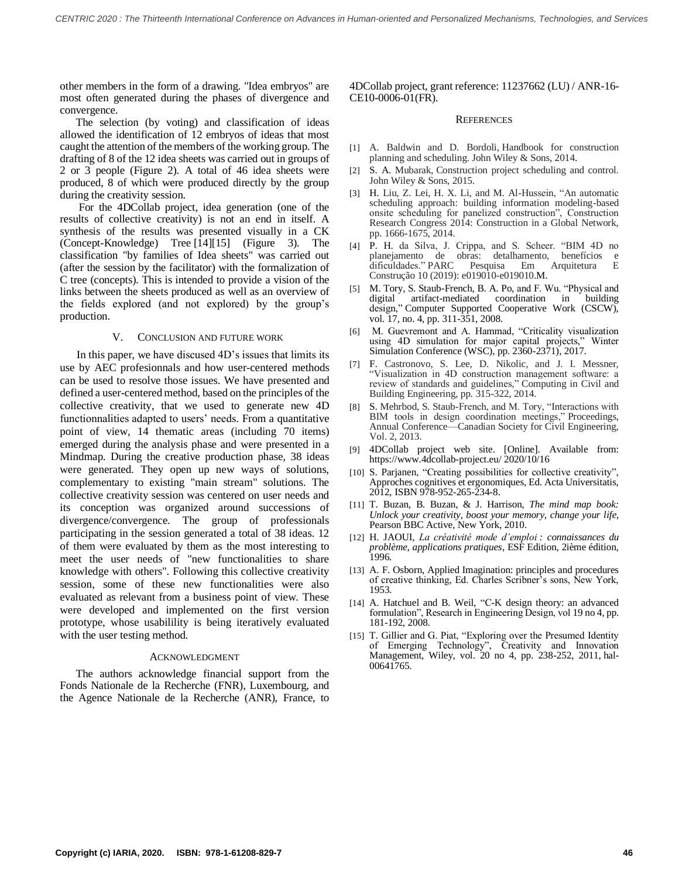other members in the form of a drawing. "Idea embryos" are most often generated during the phases of divergence and convergence.

The selection (by voting) and classification of ideas allowed the identification of 12 embryos of ideas that most caught the attention of the members of the working group. The drafting of 8 of the 12 idea sheets was carried out in groups of 2 or 3 people (Figure 2). A total of 46 idea sheets were produced, 8 of which were produced directly by the group during the creativity session.

For the 4DCollab project, idea generation (one of the results of collective creativity) is not an end in itself. A synthesis of the results was presented visually in a CK (Concept-Knowledge) Tree [14][15] (Figure 3). The classification "by families of Idea sheets" was carried out (after the session by the facilitator) with the formalization of C tree (concepts). This is intended to provide a vision of the links between the sheets produced as well as an overview of the fields explored (and not explored) by the group's production.

## V. Conclusion and Future Work

In this paper, we have discused 4D's issues that limits its use by AEC profesionnals and how user-centered methods can be used to resolve those issues. We have presented and defined a user-centered method, based on the principles of the collective creativity, that we used to generate new 4D functionnalities adapted to users' needs. From a quantitative point of view, 14 thematic areas (including 70 items) emerged during the analysis phase and were presented in a Mindmap. During the creative production phase, 38 ideas were generated. They open up new ways of solutions, complementary to existing "main stream" solutions. The collective creativity session was centered on user needs and its conception was organized around successions of divergence/convergence. The group of professionals participating in the session generated a total of 38 ideas. 12 of them were evaluated by them as the most interesting to meet the user needs of "new functionalities to share knowledge with others". Following this collective creativity session, some of these new functionalities were also evaluated as relevant from a business point of view. These were developed and implemented on the first version prototype, whose usabilility is being iteratively evaluated with the user testing method.

## Acknowledgment

The authors acknowledge financial support from the Fonds Nationale de la Recherche (FNR), Luxembourg, and the Agence Nationale de la Recherche (ANR), France, to 4DCollab project, grant reference: 11237662 (LU) / ANR-16-CE10-0006-01(FR).

## References

[1] A. Baldwin and D. Bordoli, Handbook for construction planning and scheduling. John Wiley & Sons, 2014.

[2] S. A. Mubarak, Construction project scheduling and control. John Wiley & Sons, 2015.

[3] H. Liu, Z. Lei, H. X. Li, and M. Al-Hussein, "An automatic scheduling approach: building information modeling-based onsite scheduling for panelized construction", Construction Research Congress 2014: Construction in a Global Network, pp. 1666-1675, 2014.

[4] P. H. da Silva, J. Crippa, and S. Scheer. "BIM 4D no planejamento de obras: detalhamento, benefícios e dificuldades." PARC Pesquisa Em Arquitetura E Construção 10 (2019): e019010-e019010.M.

[5] M. Tory, S. Staub-French, B. A. Po, and F. Wu. "Physical and digital artifact-mediated coordination in building design," Computer Supported Cooperative Work (CSCW), vol. 17, no. 4, pp. 311-351, 2008.

[6] M. Guevremont and A. Hammad, "Criticality visualization using 4D simulation for major capital projects," Winter Simulation Conference (WSC), pp. 2360-2371), 2017.

[7] F. Castronovo, S. Lee, D. Nikolic, and J. I. Messner, "Visualization in 4D construction management software: a review of standards and guidelines," Computing in Civil and Building Engineering, pp. 315-322, 2014.

[8] S. Mehrbod, S. Staub-French, and M. Tory, "Interactions with BIM tools in design coordination meetings," Proceedings, Annual Conference—Canadian Society for Civil Engineering, Vol. 2, 2013.

[9] 4DCollab project web site. [Online]. Available from: https://www.4dcollab-project.eu/ 2020/10/16

[10] S. Parjanen, "Creating possibilities for collective creativity", Approches cognitives et ergonomiques, Ed. Acta Universitatis, 2012, ISBN 978-952-265-234-8.

[11] T. Buzan, B. Buzan, & J. Harrison, *The mind map book: Unlock your creativity, boost your memory, change your life*, Pearson BBC Active, New York, 2010.

[12] H. JAOUI, *La créativité mode d'emploi : connaissances du problème, applications pratiques*, ESF Edition, 2ième édition, 1996.

[13] A. F. Osborn, Applied Imagination: principles and procedures of creative thinking, Ed. Charles Scribner's sons, New York, 1953.

[14] A. Hatchuel and B. Weil, "C-K design theory: an advanced formulation", Research in Engineering Design, vol 19 no 4, pp. 181-192, 2008.

[15] T. Gillier and G. Piat, "Exploring over the Presumed Identity of Emerging Technology", Creativity and Innovation Management, Wiley, vol. 20 no 4, pp. 238-252, 2011, hal-00641765.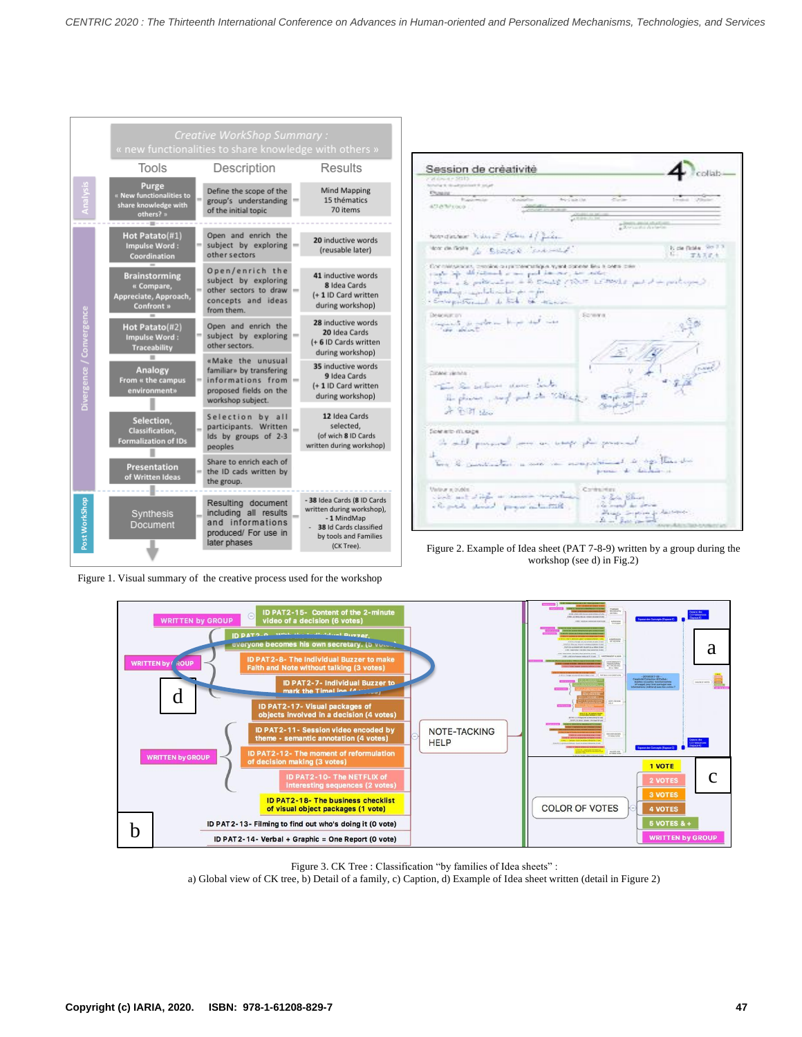Figure 1. Visual summary of the creative process used for the workshop

Figure 2. Example of Idea sheet (PAT 7-8-9) written by a group during the workshop (see d) in Fig.2)

Figure 3. CK Tree : Classification "by families of Idea sheets" :
a) Global view of CK tree, b) Detail of a family, c) Caption, d) Example of Idea sheet written (detail in Figure 2)